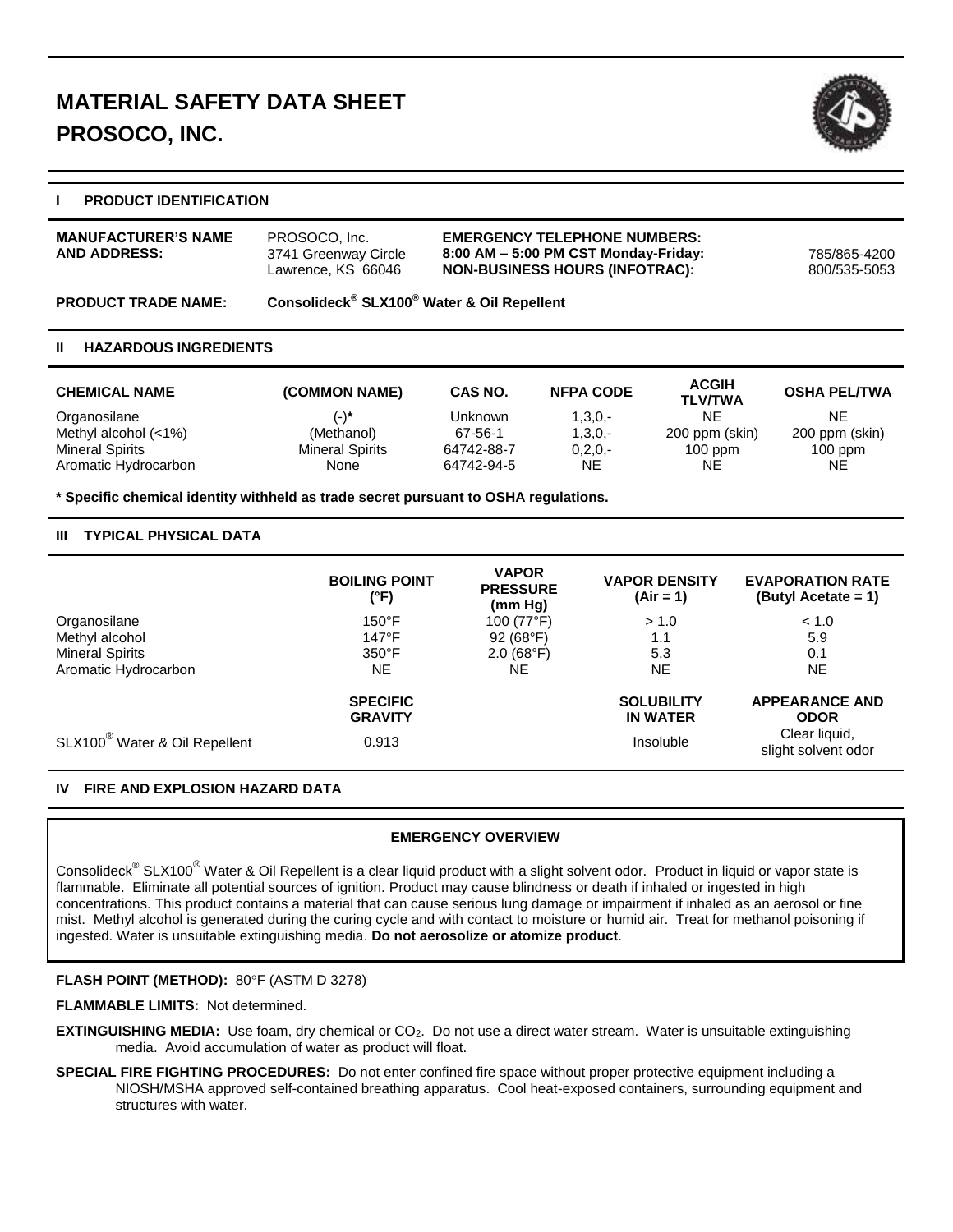# MATERIAL SAFETY DATA SHEET
# PROSOCO, INC.

## I PRODUCT IDENTIFICATION

**MANUFACTURER'S NAME AND ADDRESS:** PROSOCO, Inc.
3741 Greenway Circle
Lawrence, KS 66046

**EMERGENCY TELEPHONE NUMBERS:**
**8:00 AM – 5:00 PM CST Monday-Friday:** 785/865-4200
**NON-BUSINESS HOURS (INFOTRAC):** 800/535-5053

**PRODUCT TRADE NAME:** **Consolideck® SLX100® Water & Oil Repellent**

## II HAZARDOUS INGREDIENTS

| CHEMICAL NAME | (COMMON NAME) | CAS NO. | NFPA CODE | ACGIH TLV/TWA | OSHA PEL/TWA |
|---|---|---|---|---|---|
| Organosilane | (-)* | Unknown | 1,3,0,- | NE | NE |
| Methyl alcohol (<1%) | (Methanol) | 67-56-1 | 1,3,0,- | 200 ppm (skin) | 200 ppm (skin) |
| Mineral Spirits | Mineral Spirits | 64742-88-7 | 0,2,0,- | 100 ppm | 100 ppm |
| Aromatic Hydrocarbon | None | 64742-94-5 | NE | NE | NE |

**\* Specific chemical identity withheld as trade secret pursuant to OSHA regulations.**

## III TYPICAL PHYSICAL DATA

| | BOILING POINT (°F) | VAPOR PRESSURE (mm Hg) | VAPOR DENSITY (Air = 1) | EVAPORATION RATE (Butyl Acetate = 1) |
|---|---|---|---|---|
| Organosilane | 150°F | 100 (77°F) | > 1.0 | < 1.0 |
| Methyl alcohol | 147°F | 92 (68°F) | 1.1 | 5.9 |
| Mineral Spirits | 350°F | 2.0 (68°F) | 5.3 | 0.1 |
| Aromatic Hydrocarbon | NE | NE | NE | NE |

| | SPECIFIC GRAVITY | SOLUBILITY IN WATER | APPEARANCE AND ODOR |
|---|---|---|---|
| SLX100® Water & Oil Repellent | 0.913 | Insoluble | Clear liquid, slight solvent odor |

## IV FIRE AND EXPLOSION HAZARD DATA

**EMERGENCY OVERVIEW**

Consolideck® SLX100® Water & Oil Repellent is a clear liquid product with a slight solvent odor. Product in liquid or vapor state is flammable. Eliminate all potential sources of ignition. Product may cause blindness or death if inhaled or ingested in high concentrations. This product contains a material that can cause serious lung damage or impairment if inhaled as an aerosol or fine mist. Methyl alcohol is generated during the curing cycle and with contact to moisture or humid air. Treat for methanol poisoning if ingested. Water is unsuitable extinguishing media. **Do not aerosolize or atomize product**.

**FLASH POINT (METHOD):** 80°F (ASTM D 3278)

**FLAMMABLE LIMITS:** Not determined.

**EXTINGUISHING MEDIA:** Use foam, dry chemical or $CO_2$. Do not use a direct water stream. Water is unsuitable extinguishing media. Avoid accumulation of water as product will float.

**SPECIAL FIRE FIGHTING PROCEDURES:** Do not enter confined fire space without proper protective equipment including a NIOSH/MSHA approved self-contained breathing apparatus. Cool heat-exposed containers, surrounding equipment and structures with water.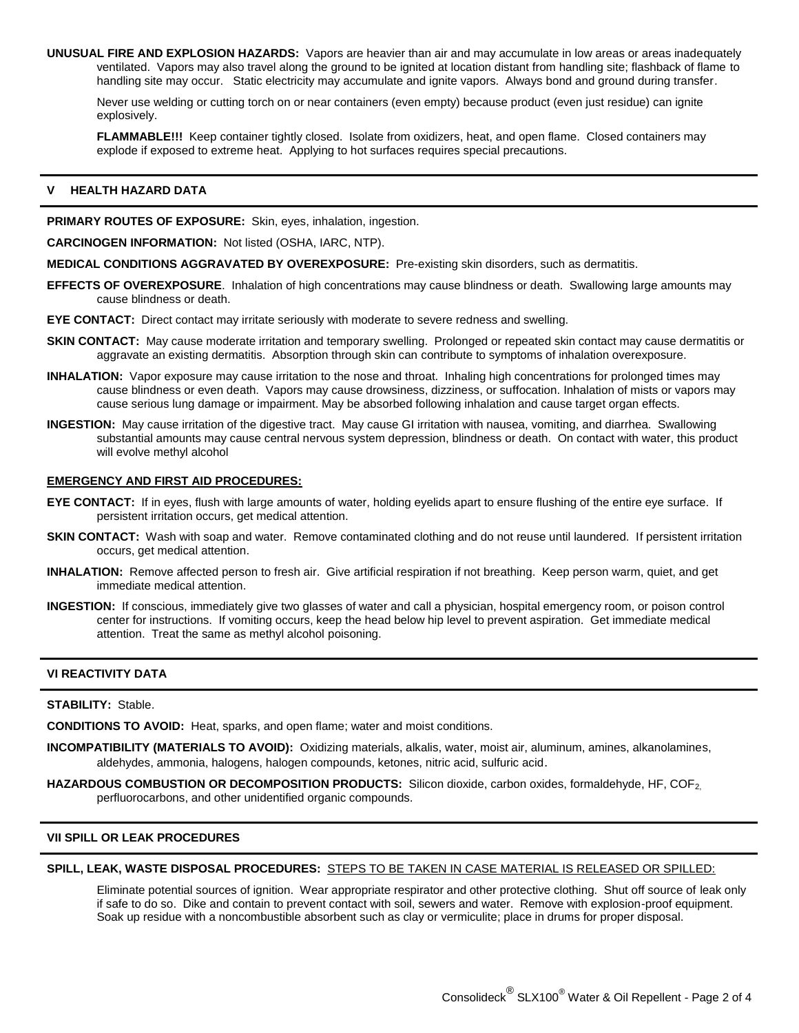**UNUSUAL FIRE AND EXPLOSION HAZARDS:** Vapors are heavier than air and may accumulate in low areas or areas inadequately ventilated. Vapors may also travel along the ground to be ignited at location distant from handling site; flashback of flame to handling site may occur. Static electricity may accumulate and ignite vapors. Always bond and ground during transfer.

Never use welding or cutting torch on or near containers (even empty) because product (even just residue) can ignite explosively.

**FLAMMABLE!!!** Keep container tightly closed. Isolate from oxidizers, heat, and open flame. Closed containers may explode if exposed to extreme heat. Applying to hot surfaces requires special precautions.

## V HEALTH HAZARD DATA

**PRIMARY ROUTES OF EXPOSURE:** Skin, eyes, inhalation, ingestion.

**CARCINOGEN INFORMATION:** Not listed (OSHA, IARC, NTP).

**MEDICAL CONDITIONS AGGRAVATED BY OVEREXPOSURE:** Pre-existing skin disorders, such as dermatitis.

**EFFECTS OF OVEREXPOSURE**. Inhalation of high concentrations may cause blindness or death. Swallowing large amounts may cause blindness or death.

**EYE CONTACT:** Direct contact may irritate seriously with moderate to severe redness and swelling.

**SKIN CONTACT:** May cause moderate irritation and temporary swelling. Prolonged or repeated skin contact may cause dermatitis or aggravate an existing dermatitis. Absorption through skin can contribute to symptoms of inhalation overexposure.

**INHALATION:** Vapor exposure may cause irritation to the nose and throat. Inhaling high concentrations for prolonged times may cause blindness or even death. Vapors may cause drowsiness, dizziness, or suffocation. Inhalation of mists or vapors may cause serious lung damage or impairment. May be absorbed following inhalation and cause target organ effects.

**INGESTION:** May cause irritation of the digestive tract. May cause GI irritation with nausea, vomiting, and diarrhea. Swallowing substantial amounts may cause central nervous system depression, blindness or death. On contact with water, this product will evolve methyl alcohol

### EMERGENCY AND FIRST AID PROCEDURES:

**EYE CONTACT:** If in eyes, flush with large amounts of water, holding eyelids apart to ensure flushing of the entire eye surface. If persistent irritation occurs, get medical attention.

**SKIN CONTACT:** Wash with soap and water. Remove contaminated clothing and do not reuse until laundered. If persistent irritation occurs, get medical attention.

**INHALATION:** Remove affected person to fresh air. Give artificial respiration if not breathing. Keep person warm, quiet, and get immediate medical attention.

**INGESTION:** If conscious, immediately give two glasses of water and call a physician, hospital emergency room, or poison control center for instructions. If vomiting occurs, keep the head below hip level to prevent aspiration. Get immediate medical attention. Treat the same as methyl alcohol poisoning.

## VI REACTIVITY DATA

**STABILITY:** Stable.

**CONDITIONS TO AVOID:** Heat, sparks, and open flame; water and moist conditions.

**INCOMPATIBILITY (MATERIALS TO AVOID):** Oxidizing materials, alkalis, water, moist air, aluminum, amines, alkanolamines, aldehydes, ammonia, halogens, halogen compounds, ketones, nitric acid, sulfuric acid.

**HAZARDOUS COMBUSTION OR DECOMPOSITION PRODUCTS:** Silicon dioxide, carbon oxides, formaldehyde, HF, $COF_2$, perfluorocarbons, and other unidentified organic compounds.

## VII SPILL OR LEAK PROCEDURES

**SPILL, LEAK, WASTE DISPOSAL PROCEDURES:** STEPS TO BE TAKEN IN CASE MATERIAL IS RELEASED OR SPILLED:

Eliminate potential sources of ignition. Wear appropriate respirator and other protective clothing. Shut off source of leak only if safe to do so. Dike and contain to prevent contact with soil, sewers and water. Remove with explosion-proof equipment. Soak up residue with a noncombustible absorbent such as clay or vermiculite; place in drums for proper disposal.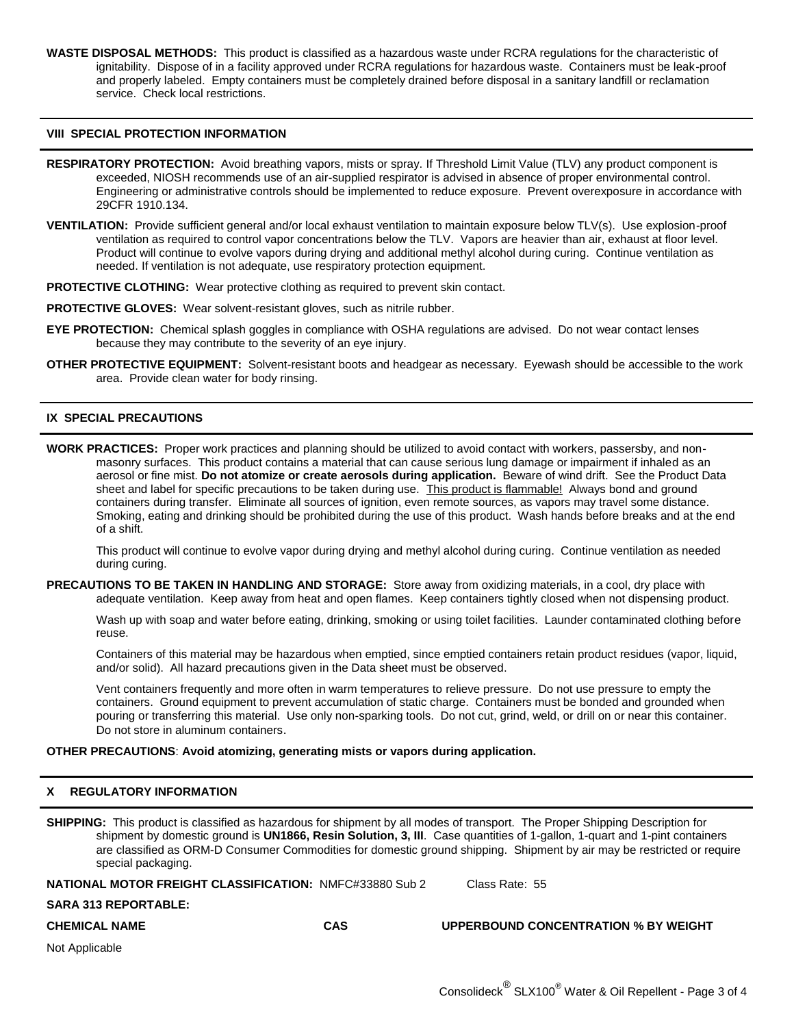**WASTE DISPOSAL METHODS:** This product is classified as a hazardous waste under RCRA regulations for the characteristic of ignitability. Dispose of in a facility approved under RCRA regulations for hazardous waste. Containers must be leak-proof and properly labeled. Empty containers must be completely drained before disposal in a sanitary landfill or reclamation service. Check local restrictions.

## VIII SPECIAL PROTECTION INFORMATION

**RESPIRATORY PROTECTION:** Avoid breathing vapors, mists or spray. If Threshold Limit Value (TLV) any product component is exceeded, NIOSH recommends use of an air-supplied respirator is advised in absence of proper environmental control. Engineering or administrative controls should be implemented to reduce exposure. Prevent overexposure in accordance with 29CFR 1910.134.

**VENTILATION:** Provide sufficient general and/or local exhaust ventilation to maintain exposure below TLV(s). Use explosion-proof ventilation as required to control vapor concentrations below the TLV. Vapors are heavier than air, exhaust at floor level. Product will continue to evolve vapors during drying and additional methyl alcohol during curing. Continue ventilation as needed. If ventilation is not adequate, use respiratory protection equipment.

**PROTECTIVE CLOTHING:** Wear protective clothing as required to prevent skin contact.

**PROTECTIVE GLOVES:** Wear solvent-resistant gloves, such as nitrile rubber.

**EYE PROTECTION:** Chemical splash goggles in compliance with OSHA regulations are advised. Do not wear contact lenses because they may contribute to the severity of an eye injury.

**OTHER PROTECTIVE EQUIPMENT:** Solvent-resistant boots and headgear as necessary. Eyewash should be accessible to the work area. Provide clean water for body rinsing.

## IX SPECIAL PRECAUTIONS

**WORK PRACTICES:** Proper work practices and planning should be utilized to avoid contact with workers, passersby, and non-masonry surfaces. This product contains a material that can cause serious lung damage or impairment if inhaled as an aerosol or fine mist. **Do not atomize or create aerosols during application.** Beware of wind drift. See the Product Data sheet and label for specific precautions to be taken during use. This product is flammable! Always bond and ground containers during transfer. Eliminate all sources of ignition, even remote sources, as vapors may travel some distance. Smoking, eating and drinking should be prohibited during the use of this product. Wash hands before breaks and at the end of a shift.

This product will continue to evolve vapor during drying and methyl alcohol during curing. Continue ventilation as needed during curing.

**PRECAUTIONS TO BE TAKEN IN HANDLING AND STORAGE:** Store away from oxidizing materials, in a cool, dry place with adequate ventilation. Keep away from heat and open flames. Keep containers tightly closed when not dispensing product.

Wash up with soap and water before eating, drinking, smoking or using toilet facilities. Launder contaminated clothing before reuse.

Containers of this material may be hazardous when emptied, since emptied containers retain product residues (vapor, liquid, and/or solid). All hazard precautions given in the Data sheet must be observed.

Vent containers frequently and more often in warm temperatures to relieve pressure. Do not use pressure to empty the containers. Ground equipment to prevent accumulation of static charge. Containers must be bonded and grounded when pouring or transferring this material. Use only non-sparking tools. Do not cut, grind, weld, or drill on or near this container. Do not store in aluminum containers.

**OTHER PRECAUTIONS**: **Avoid atomizing, generating mists or vapors during application.**

## X REGULATORY INFORMATION

**SHIPPING:** This product is classified as hazardous for shipment by all modes of transport. The Proper Shipping Description for shipment by domestic ground is **UN1866, Resin Solution, 3, III**. Case quantities of 1-gallon, 1-quart and 1-pint containers are classified as ORM-D Consumer Commodities for domestic ground shipping. Shipment by air may be restricted or require special packaging.

**NATIONAL MOTOR FREIGHT CLASSIFICATION:** NMFC#33880 Sub 2 Class Rate: 55

**SARA 313 REPORTABLE:**

| CHEMICAL NAME | CAS | UPPERBOUND CONCENTRATION % BY WEIGHT |
|---|---|---|
| Not Applicable | | |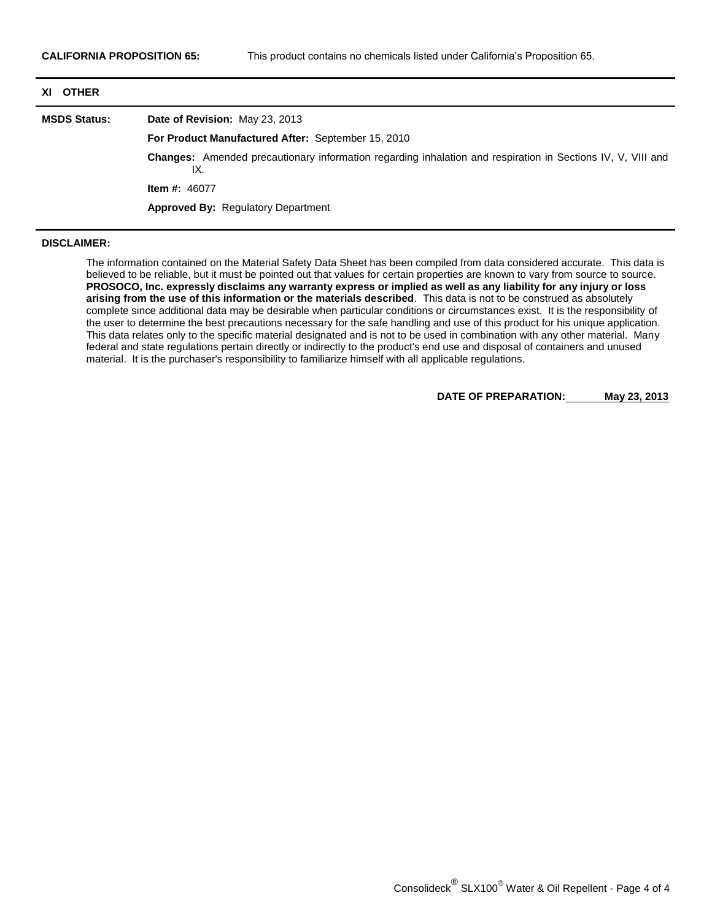**CALIFORNIA PROPOSITION 65:** This product contains no chemicals listed under California's Proposition 65.

## XI OTHER

**MSDS Status:**

**Date of Revision:** May 23, 2013

**For Product Manufactured After:** September 15, 2010

**Changes:** Amended precautionary information regarding inhalation and respiration in Sections IV, V, VIII and IX.

**Item #:** 46077

**Approved By:** Regulatory Department

**DISCLAIMER:**

The information contained on the Material Safety Data Sheet has been compiled from data considered accurate. This data is believed to be reliable, but it must be pointed out that values for certain properties are known to vary from source to source. **PROSOCO, Inc. expressly disclaims any warranty express or implied as well as any liability for any injury or loss arising from the use of this information or the materials described**. This data is not to be construed as absolutely complete since additional data may be desirable when particular conditions or circumstances exist. It is the responsibility of the user to determine the best precautions necessary for the safe handling and use of this product for his unique application. This data relates only to the specific material designated and is not to be used in combination with any other material. Many federal and state regulations pertain directly or indirectly to the product's end use and disposal of containers and unused material. It is the purchaser's responsibility to familiarize himself with all applicable regulations.

**DATE OF PREPARATION:** **May 23, 2013**